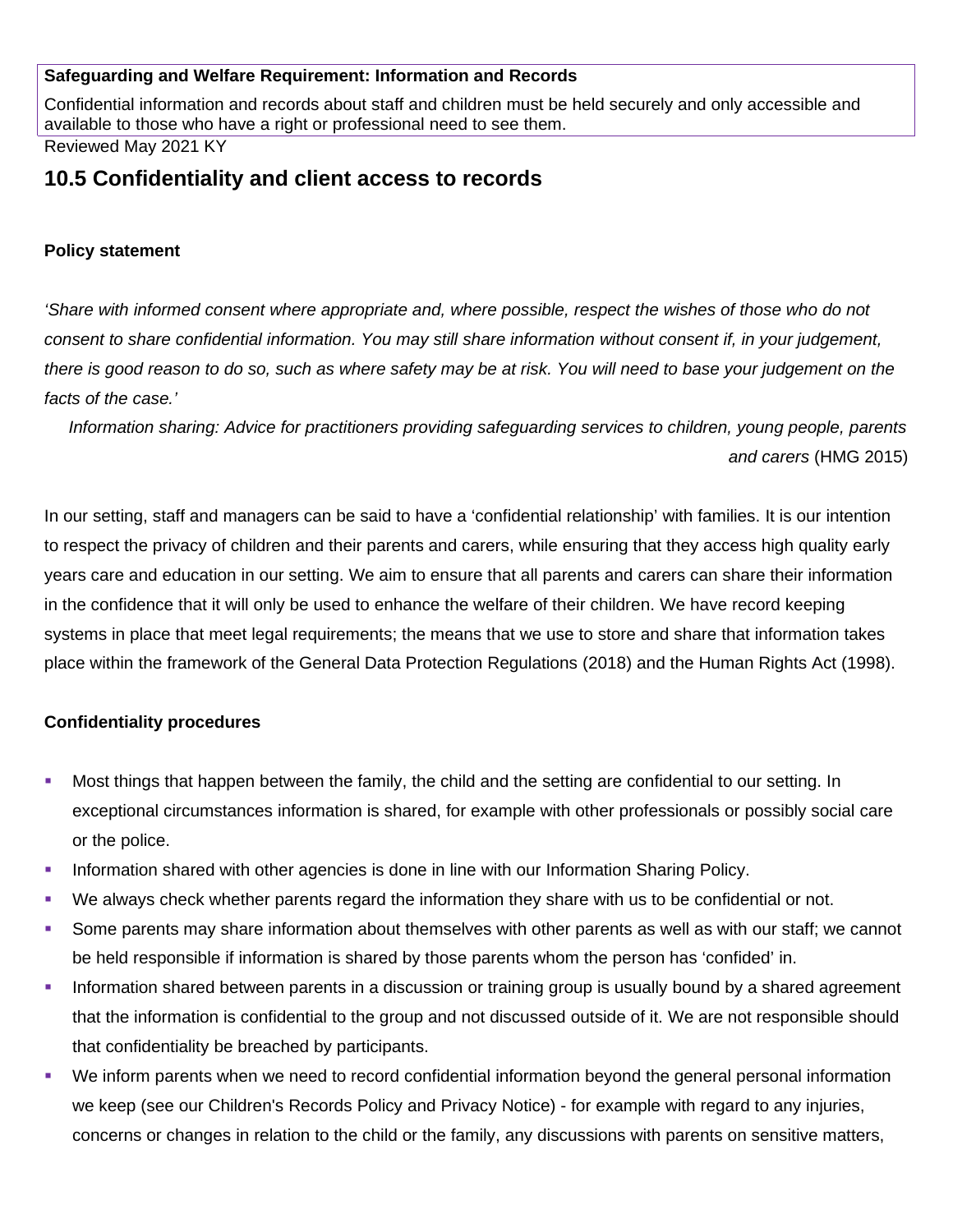**Safeguarding and Welfare Requirement: Information and Records**

Confidential information and records about staff and children must be held securely and only accessible and available to those who have a right or professional need to see them.

Reviewed May 2021 KY

## 10.5 Confidentiality and client access to records

**Policy statement**

*'Share with informed consent where appropriate and, where possible, respect the wishes of those who do not consent to share confidential information. You may still share information without consent if, in your judgement, there is good reason to do so, such as where safety may be at risk. You will need to base your judgement on the facts of the case.'*

*Information sharing: Advice for practitioners providing safeguarding services to children, young people, parents and carers* (HMG 2015)

In our setting, staff and managers can be said to have a 'confidential relationship' with families. It is our intention to respect the privacy of children and their parents and carers, while ensuring that they access high quality early years care and education in our setting. We aim to ensure that all parents and carers can share their information in the confidence that it will only be used to enhance the welfare of their children. We have record keeping systems in place that meet legal requirements; the means that we use to store and share that information takes place within the framework of the General Data Protection Regulations (2018) and the Human Rights Act (1998).

**Confidentiality procedures**

- Most things that happen between the family, the child and the setting are confidential to our setting. In exceptional circumstances information is shared, for example with other professionals or possibly social care or the police.
- Information shared with other agencies is done in line with our Information Sharing Policy.
- We always check whether parents regard the information they share with us to be confidential or not.
- Some parents may share information about themselves with other parents as well as with our staff; we cannot be held responsible if information is shared by those parents whom the person has 'confided' in.
- Information shared between parents in a discussion or training group is usually bound by a shared agreement that the information is confidential to the group and not discussed outside of it. We are not responsible should that confidentiality be breached by participants.
- We inform parents when we need to record confidential information beyond the general personal information we keep (see our Children's Records Policy and Privacy Notice) - for example with regard to any injuries, concerns or changes in relation to the child or the family, any discussions with parents on sensitive matters,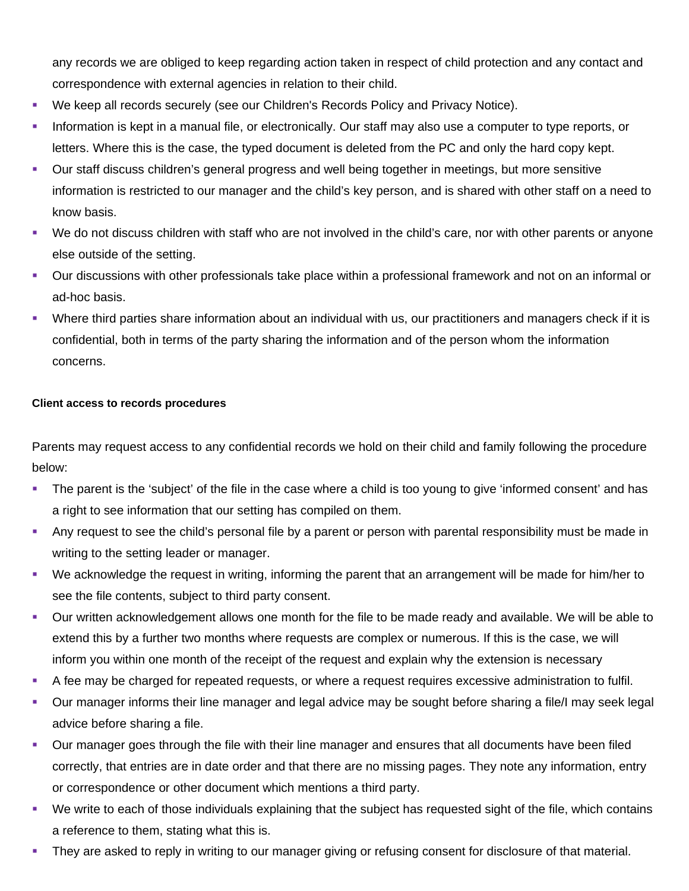any records we are obliged to keep regarding action taken in respect of child protection and any contact and correspondence with external agencies in relation to their child.

- We keep all records securely (see our Children's Records Policy and Privacy Notice).
- Information is kept in a manual file, or electronically. Our staff may also use a computer to type reports, or letters. Where this is the case, the typed document is deleted from the PC and only the hard copy kept.
- Our staff discuss children's general progress and well being together in meetings, but more sensitive information is restricted to our manager and the child's key person, and is shared with other staff on a need to know basis.
- We do not discuss children with staff who are not involved in the child's care, nor with other parents or anyone else outside of the setting.
- Our discussions with other professionals take place within a professional framework and not on an informal or ad-hoc basis.
- Where third parties share information about an individual with us, our practitioners and managers check if it is confidential, both in terms of the party sharing the information and of the person whom the information concerns.

**Client access to records procedures**

Parents may request access to any confidential records we hold on their child and family following the procedure below:

- The parent is the 'subject' of the file in the case where a child is too young to give 'informed consent' and has a right to see information that our setting has compiled on them.
- Any request to see the child's personal file by a parent or person with parental responsibility must be made in writing to the setting leader or manager.
- We acknowledge the request in writing, informing the parent that an arrangement will be made for him/her to see the file contents, subject to third party consent.
- Our written acknowledgement allows one month for the file to be made ready and available. We will be able to extend this by a further two months where requests are complex or numerous. If this is the case, we will inform you within one month of the receipt of the request and explain why the extension is necessary
- A fee may be charged for repeated requests, or where a request requires excessive administration to fulfil.
- Our manager informs their line manager and legal advice may be sought before sharing a file/I may seek legal advice before sharing a file.
- Our manager goes through the file with their line manager and ensures that all documents have been filed correctly, that entries are in date order and that there are no missing pages. They note any information, entry or correspondence or other document which mentions a third party.
- We write to each of those individuals explaining that the subject has requested sight of the file, which contains a reference to them, stating what this is.
- They are asked to reply in writing to our manager giving or refusing consent for disclosure of that material.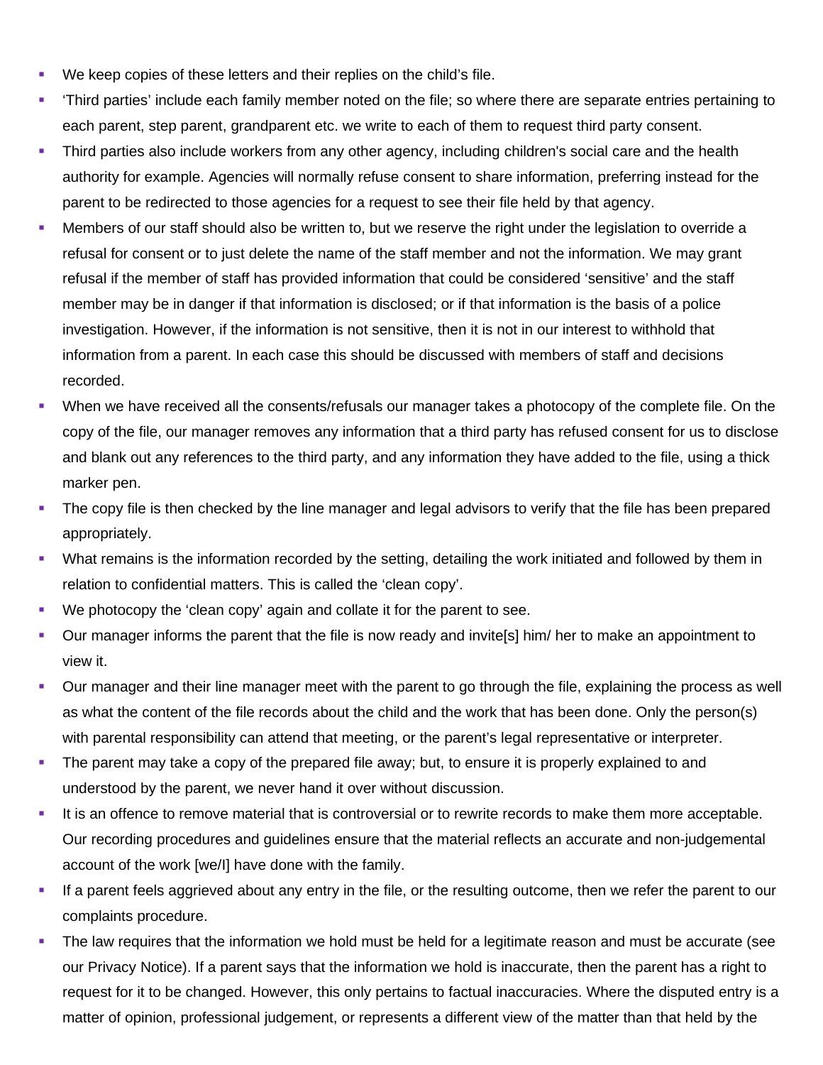- We keep copies of these letters and their replies on the child's file.
- 'Third parties' include each family member noted on the file; so where there are separate entries pertaining to each parent, step parent, grandparent etc. we write to each of them to request third party consent.
- Third parties also include workers from any other agency, including children's social care and the health authority for example. Agencies will normally refuse consent to share information, preferring instead for the parent to be redirected to those agencies for a request to see their file held by that agency.
- Members of our staff should also be written to, but we reserve the right under the legislation to override a refusal for consent or to just delete the name of the staff member and not the information. We may grant refusal if the member of staff has provided information that could be considered 'sensitive' and the staff member may be in danger if that information is disclosed; or if that information is the basis of a police investigation. However, if the information is not sensitive, then it is not in our interest to withhold that information from a parent. In each case this should be discussed with members of staff and decisions recorded.
- When we have received all the consents/refusals our manager takes a photocopy of the complete file. On the copy of the file, our manager removes any information that a third party has refused consent for us to disclose and blank out any references to the third party, and any information they have added to the file, using a thick marker pen.
- The copy file is then checked by the line manager and legal advisors to verify that the file has been prepared appropriately.
- What remains is the information recorded by the setting, detailing the work initiated and followed by them in relation to confidential matters. This is called the 'clean copy'.
- We photocopy the 'clean copy' again and collate it for the parent to see.
- Our manager informs the parent that the file is now ready and invite[s] him/ her to make an appointment to view it.
- Our manager and their line manager meet with the parent to go through the file, explaining the process as well as what the content of the file records about the child and the work that has been done. Only the person(s) with parental responsibility can attend that meeting, or the parent's legal representative or interpreter.
- The parent may take a copy of the prepared file away; but, to ensure it is properly explained to and understood by the parent, we never hand it over without discussion.
- It is an offence to remove material that is controversial or to rewrite records to make them more acceptable. Our recording procedures and guidelines ensure that the material reflects an accurate and non-judgemental account of the work [we/I] have done with the family.
- If a parent feels aggrieved about any entry in the file, or the resulting outcome, then we refer the parent to our complaints procedure.
- The law requires that the information we hold must be held for a legitimate reason and must be accurate (see our Privacy Notice). If a parent says that the information we hold is inaccurate, then the parent has a right to request for it to be changed. However, this only pertains to factual inaccuracies. Where the disputed entry is a matter of opinion, professional judgement, or represents a different view of the matter than that held by the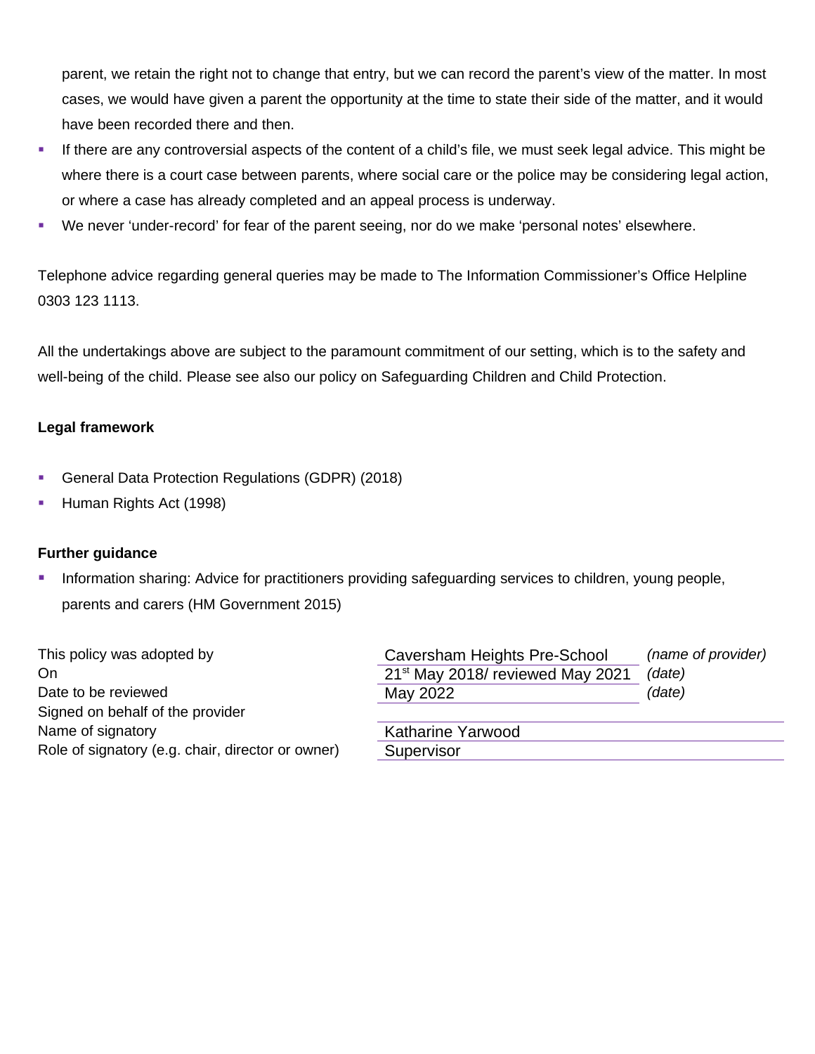parent, we retain the right not to change that entry, but we can record the parent's view of the matter. In most cases, we would have given a parent the opportunity at the time to state their side of the matter, and it would have been recorded there and then.

- If there are any controversial aspects of the content of a child's file, we must seek legal advice. This might be where there is a court case between parents, where social care or the police may be considering legal action, or where a case has already completed and an appeal process is underway.
- We never 'under-record' for fear of the parent seeing, nor do we make 'personal notes' elsewhere.

Telephone advice regarding general queries may be made to The Information Commissioner's Office Helpline 0303 123 1113.

All the undertakings above are subject to the paramount commitment of our setting, which is to the safety and well-being of the child. Please see also our policy on Safeguarding Children and Child Protection.

**Legal framework**

- General Data Protection Regulations (GDPR) (2018)
- Human Rights Act (1998)

**Further guidance**

- Information sharing: Advice for practitioners providing safeguarding services to children, young people, parents and carers (HM Government 2015)

| | | |
|---|---|---|
| This policy was adopted by | Caversham Heights Pre-School | *(name of provider)* |
| On | 21st May 2018/ reviewed May 2021 | *(date)* |
| Date to be reviewed | May 2022 | *(date)* |
| Signed on behalf of the provider | | |
| Name of signatory | Katharine Yarwood | |
| Role of signatory (e.g. chair, director or owner) | Supervisor | |